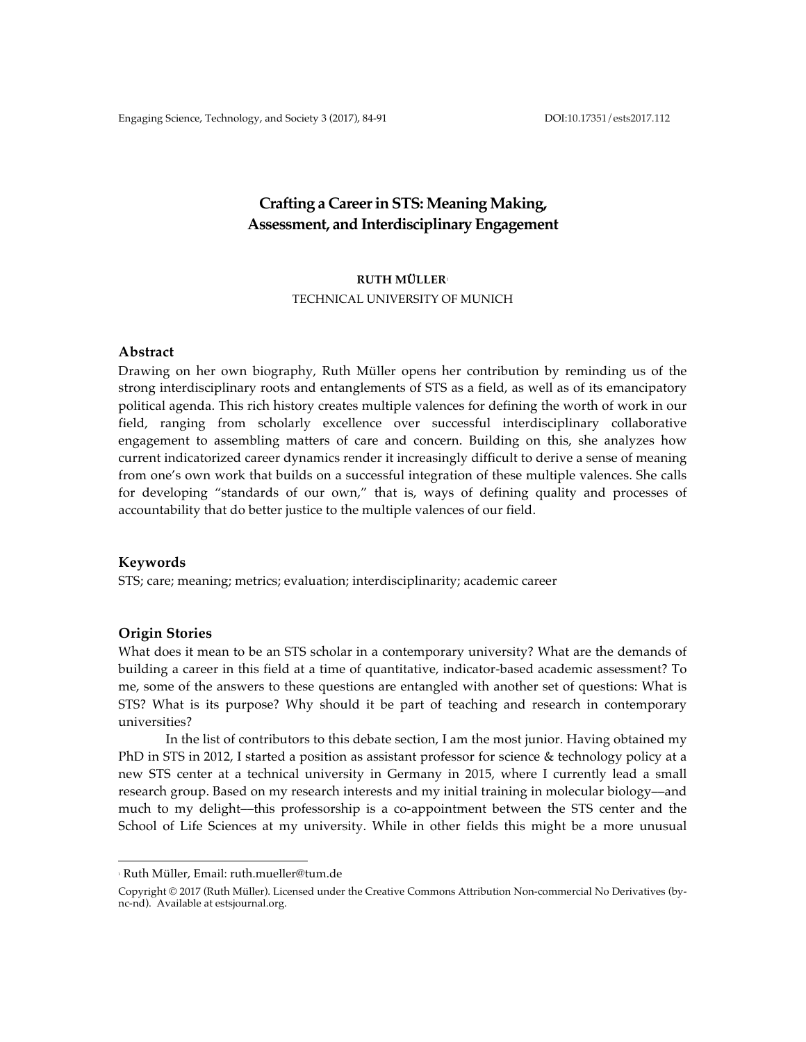# Crafting a Career in STS: Meaning Making, Assessment, and Interdisciplinary Engagement

**RUTH MÜLLER**[1]

TECHNICAL UNIVERSITY OF MUNICH

## Abstract

Drawing on her own biography, Ruth Müller opens her contribution by reminding us of the strong interdisciplinary roots and entanglements of STS as a field, as well as of its emancipatory political agenda. This rich history creates multiple valences for defining the worth of work in our field, ranging from scholarly excellence over successful interdisciplinary collaborative engagement to assembling matters of care and concern. Building on this, she analyzes how current indicatorized career dynamics render it increasingly difficult to derive a sense of meaning from one's own work that builds on a successful integration of these multiple valences. She calls for developing "standards of our own," that is, ways of defining quality and processes of accountability that do better justice to the multiple valences of our field.

## Keywords

STS; care; meaning; metrics; evaluation; interdisciplinarity; academic career

## Origin Stories

What does it mean to be an STS scholar in a contemporary university? What are the demands of building a career in this field at a time of quantitative, indicator-based academic assessment? To me, some of the answers to these questions are entangled with another set of questions: What is STS? What is its purpose? Why should it be part of teaching and research in contemporary universities?

In the list of contributors to this debate section, I am the most junior. Having obtained my PhD in STS in 2012, I started a position as assistant professor for science & technology policy at a new STS center at a technical university in Germany in 2015, where I currently lead a small research group. Based on my research interests and my initial training in molecular biology—and much to my delight—this professorship is a co-appointment between the STS center and the School of Life Sciences at my university. While in other fields this might be a more unusual

---

[1] Ruth Müller, Email: ruth.mueller@tum.de

Copyright © 2017 (Ruth Müller). Licensed under the Creative Commons Attribution Non-commercial No Derivatives (by-nc-nd). Available at estsjournal.org.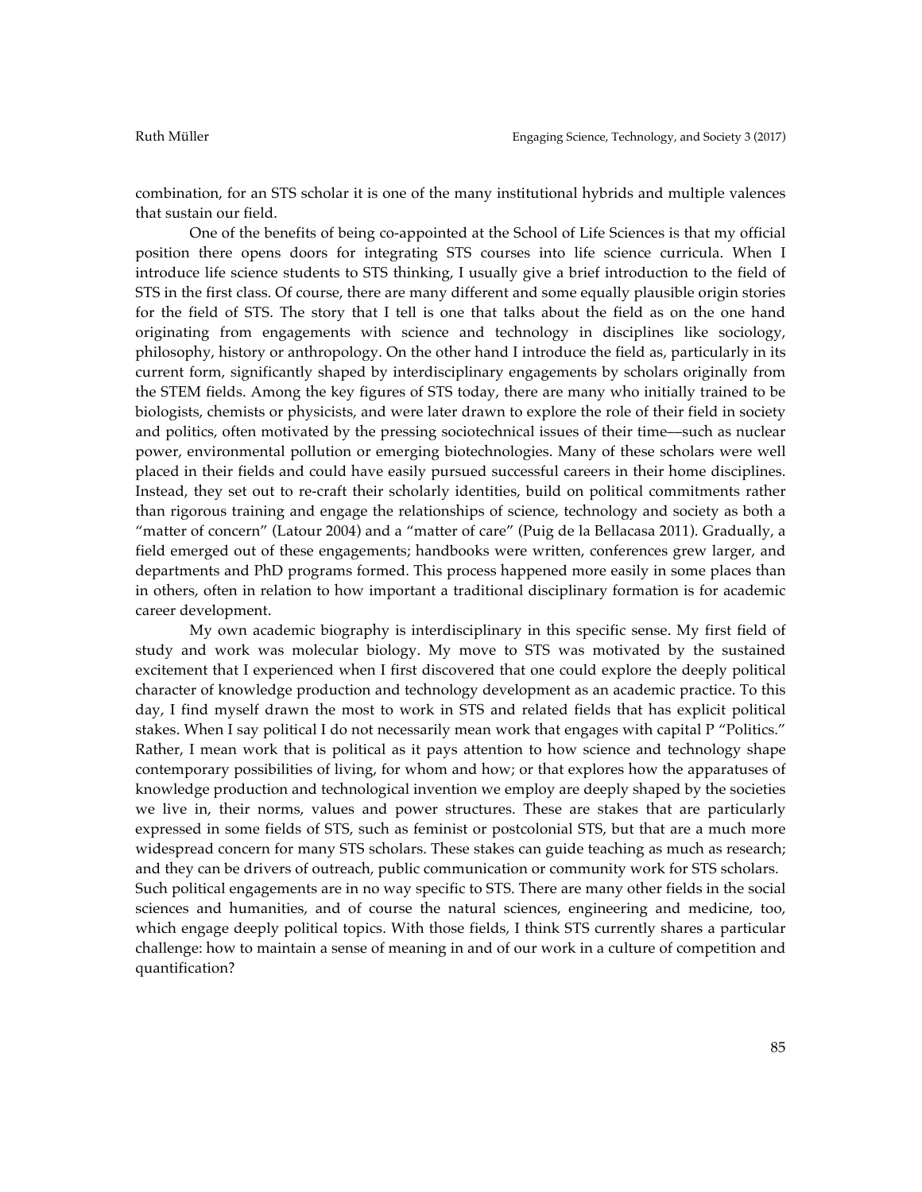combination, for an STS scholar it is one of the many institutional hybrids and multiple valences that sustain our field.

One of the benefits of being co-appointed at the School of Life Sciences is that my official position there opens doors for integrating STS courses into life science curricula. When I introduce life science students to STS thinking, I usually give a brief introduction to the field of STS in the first class. Of course, there are many different and some equally plausible origin stories for the field of STS. The story that I tell is one that talks about the field as on the one hand originating from engagements with science and technology in disciplines like sociology, philosophy, history or anthropology. On the other hand I introduce the field as, particularly in its current form, significantly shaped by interdisciplinary engagements by scholars originally from the STEM fields. Among the key figures of STS today, there are many who initially trained to be biologists, chemists or physicists, and were later drawn to explore the role of their field in society and politics, often motivated by the pressing sociotechnical issues of their time—such as nuclear power, environmental pollution or emerging biotechnologies. Many of these scholars were well placed in their fields and could have easily pursued successful careers in their home disciplines. Instead, they set out to re-craft their scholarly identities, build on political commitments rather than rigorous training and engage the relationships of science, technology and society as both a "matter of concern" (Latour 2004) and a "matter of care" (Puig de la Bellacasa 2011). Gradually, a field emerged out of these engagements; handbooks were written, conferences grew larger, and departments and PhD programs formed. This process happened more easily in some places than in others, often in relation to how important a traditional disciplinary formation is for academic career development.

My own academic biography is interdisciplinary in this specific sense. My first field of study and work was molecular biology. My move to STS was motivated by the sustained excitement that I experienced when I first discovered that one could explore the deeply political character of knowledge production and technology development as an academic practice. To this day, I find myself drawn the most to work in STS and related fields that has explicit political stakes. When I say political I do not necessarily mean work that engages with capital P "Politics." Rather, I mean work that is political as it pays attention to how science and technology shape contemporary possibilities of living, for whom and how; or that explores how the apparatuses of knowledge production and technological invention we employ are deeply shaped by the societies we live in, their norms, values and power structures. These are stakes that are particularly expressed in some fields of STS, such as feminist or postcolonial STS, but that are a much more widespread concern for many STS scholars. These stakes can guide teaching as much as research; and they can be drivers of outreach, public communication or community work for STS scholars.

Such political engagements are in no way specific to STS. There are many other fields in the social sciences and humanities, and of course the natural sciences, engineering and medicine, too, which engage deeply political topics. With those fields, I think STS currently shares a particular challenge: how to maintain a sense of meaning in and of our work in a culture of competition and quantification?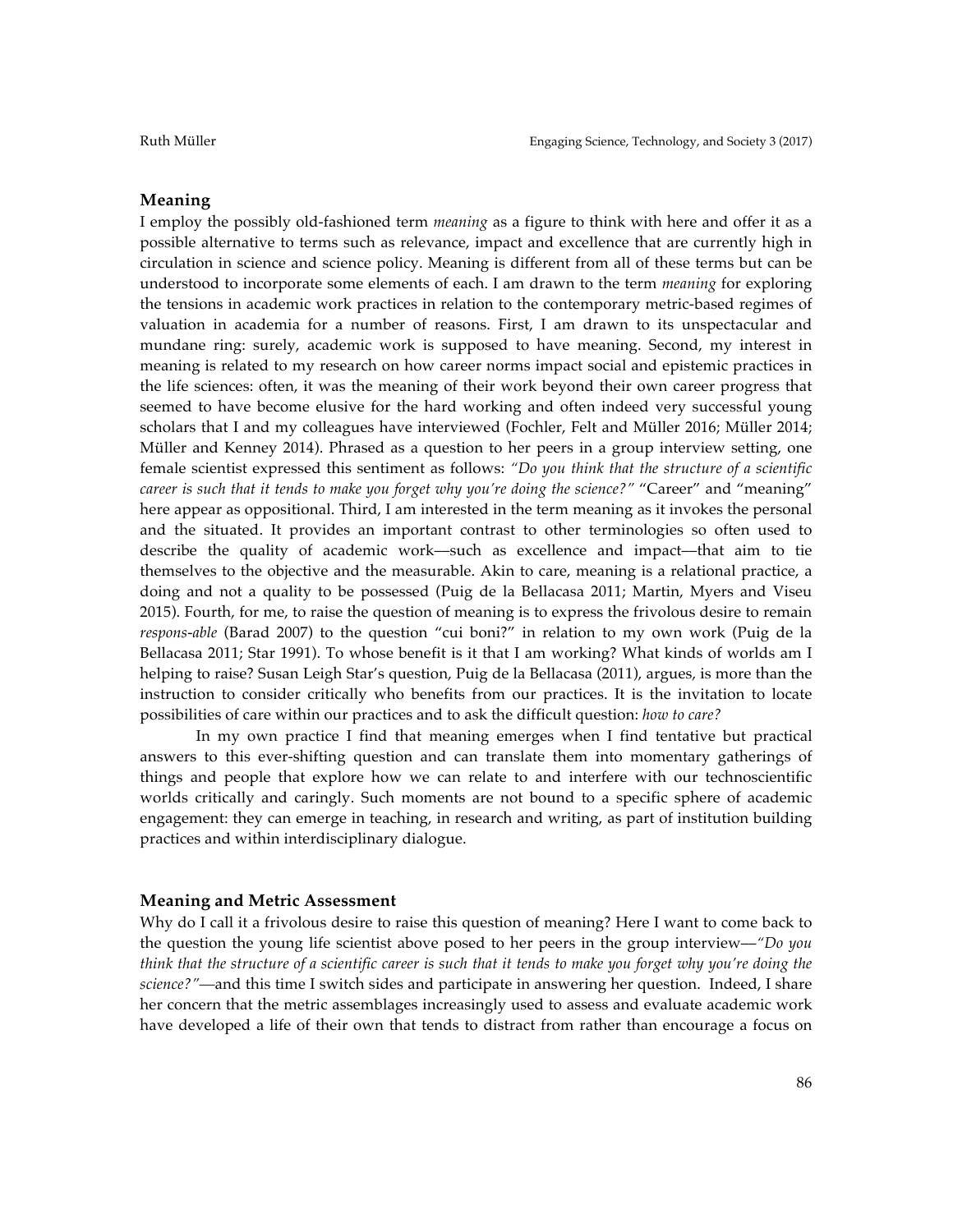## Meaning

I employ the possibly old-fashioned term *meaning* as a figure to think with here and offer it as a possible alternative to terms such as relevance, impact and excellence that are currently high in circulation in science and science policy. Meaning is different from all of these terms but can be understood to incorporate some elements of each. I am drawn to the term *meaning* for exploring the tensions in academic work practices in relation to the contemporary metric-based regimes of valuation in academia for a number of reasons. First, I am drawn to its unspectacular and mundane ring: surely, academic work is supposed to have meaning. Second, my interest in meaning is related to my research on how career norms impact social and epistemic practices in the life sciences: often, it was the meaning of their work beyond their own career progress that seemed to have become elusive for the hard working and often indeed very successful young scholars that I and my colleagues have interviewed (Fochler, Felt and Müller 2016; Müller 2014; Müller and Kenney 2014). Phrased as a question to her peers in a group interview setting, one female scientist expressed this sentiment as follows: *"Do you think that the structure of a scientific career is such that it tends to make you forget why you're doing the science?"* "Career" and "meaning" here appear as oppositional. Third, I am interested in the term meaning as it invokes the personal and the situated. It provides an important contrast to other terminologies so often used to describe the quality of academic work—such as excellence and impact—that aim to tie themselves to the objective and the measurable. Akin to care, meaning is a relational practice, a doing and not a quality to be possessed (Puig de la Bellacasa 2011; Martin, Myers and Viseu 2015). Fourth, for me, to raise the question of meaning is to express the frivolous desire to remain *respons-able* (Barad 2007) to the question "cui boni?" in relation to my own work (Puig de la Bellacasa 2011; Star 1991). To whose benefit is it that I am working? What kinds of worlds am I helping to raise? Susan Leigh Star's question, Puig de la Bellacasa (2011), argues, is more than the instruction to consider critically who benefits from our practices. It is the invitation to locate possibilities of care within our practices and to ask the difficult question: *how to care?*

In my own practice I find that meaning emerges when I find tentative but practical answers to this ever-shifting question and can translate them into momentary gatherings of things and people that explore how we can relate to and interfere with our technoscientific worlds critically and caringly. Such moments are not bound to a specific sphere of academic engagement: they can emerge in teaching, in research and writing, as part of institution building practices and within interdisciplinary dialogue.

## Meaning and Metric Assessment

Why do I call it a frivolous desire to raise this question of meaning? Here I want to come back to the question the young life scientist above posed to her peers in the group interview—*"Do you think that the structure of a scientific career is such that it tends to make you forget why you're doing the science?"*—and this time I switch sides and participate in answering her question. Indeed, I share her concern that the metric assemblages increasingly used to assess and evaluate academic work have developed a life of their own that tends to distract from rather than encourage a focus on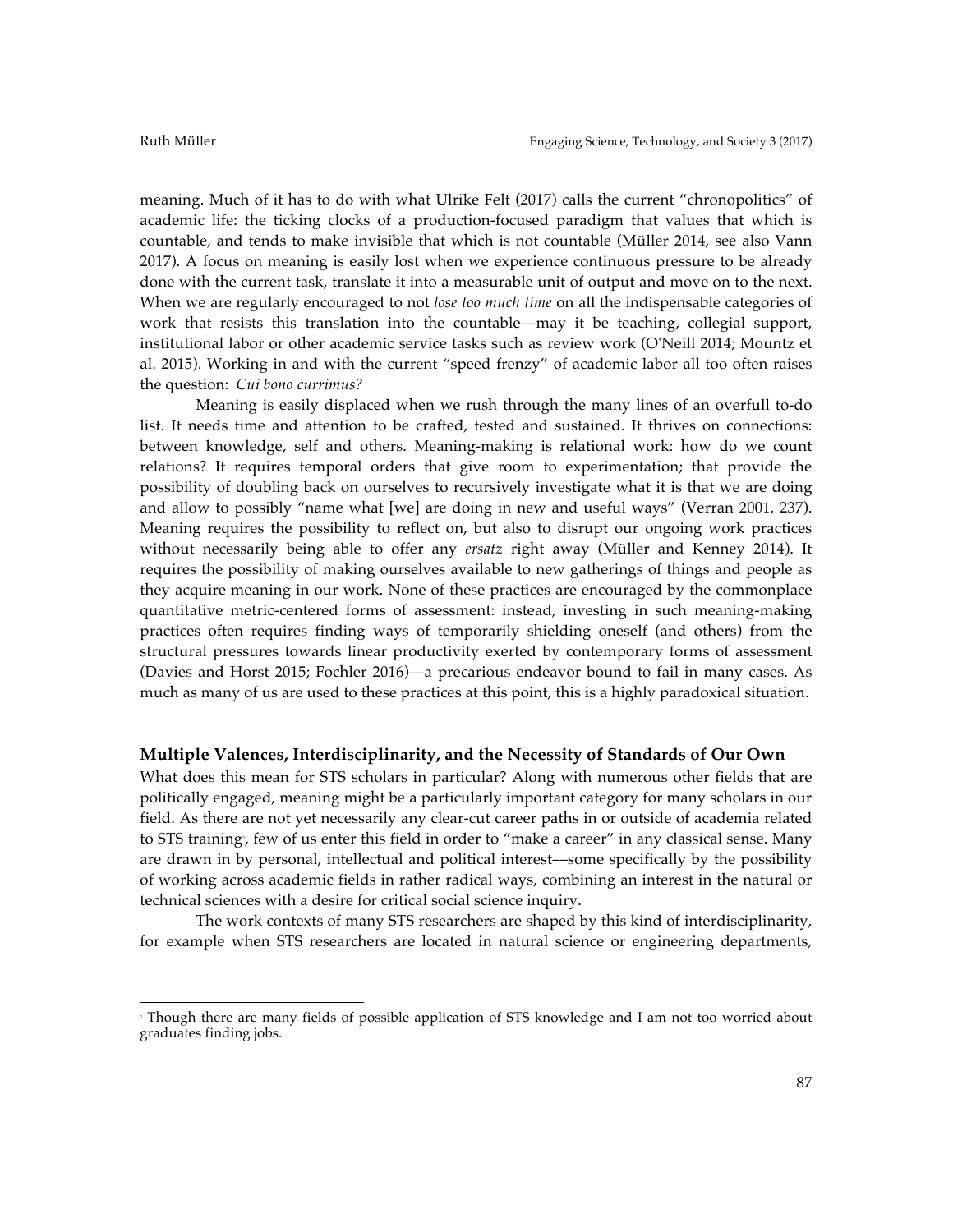meaning. Much of it has to do with what Ulrike Felt (2017) calls the current "chronopolitics" of academic life: the ticking clocks of a production-focused paradigm that values that which is countable, and tends to make invisible that which is not countable (Müller 2014, see also Vann 2017). A focus on meaning is easily lost when we experience continuous pressure to be already done with the current task, translate it into a measurable unit of output and move on to the next. When we are regularly encouraged to not *lose too much time* on all the indispensable categories of work that resists this translation into the countable—may it be teaching, collegial support, institutional labor or other academic service tasks such as review work (O'Neill 2014; Mountz et al. 2015). Working in and with the current "speed frenzy" of academic labor all too often raises the question: *Cui bono currimus?*

Meaning is easily displaced when we rush through the many lines of an overfull to-do list. It needs time and attention to be crafted, tested and sustained. It thrives on connections: between knowledge, self and others. Meaning-making is relational work: how do we count relations? It requires temporal orders that give room to experimentation; that provide the possibility of doubling back on ourselves to recursively investigate what it is that we are doing and allow to possibly "name what [we] are doing in new and useful ways" (Verran 2001, 237). Meaning requires the possibility to reflect on, but also to disrupt our ongoing work practices without necessarily being able to offer any *ersatz* right away (Müller and Kenney 2014). It requires the possibility of making ourselves available to new gatherings of things and people as they acquire meaning in our work. None of these practices are encouraged by the commonplace quantitative metric-centered forms of assessment: instead, investing in such meaning-making practices often requires finding ways of temporarily shielding oneself (and others) from the structural pressures towards linear productivity exerted by contemporary forms of assessment (Davies and Horst 2015; Fochler 2016)—a precarious endeavor bound to fail in many cases. As much as many of us are used to these practices at this point, this is a highly paradoxical situation.

## Multiple Valences, Interdisciplinarity, and the Necessity of Standards of Our Own

What does this mean for STS scholars in particular? Along with numerous other fields that are politically engaged, meaning might be a particularly important category for many scholars in our field. As there are not yet necessarily any clear-cut career paths in or outside of academia related to STS training[2], few of us enter this field in order to "make a career" in any classical sense. Many are drawn in by personal, intellectual and political interest—some specifically by the possibility of working across academic fields in rather radical ways, combining an interest in the natural or technical sciences with a desire for critical social science inquiry.

The work contexts of many STS researchers are shaped by this kind of interdisciplinarity, for example when STS researchers are located in natural science or engineering departments,

---

[2] Though there are many fields of possible application of STS knowledge and I am not too worried about graduates finding jobs.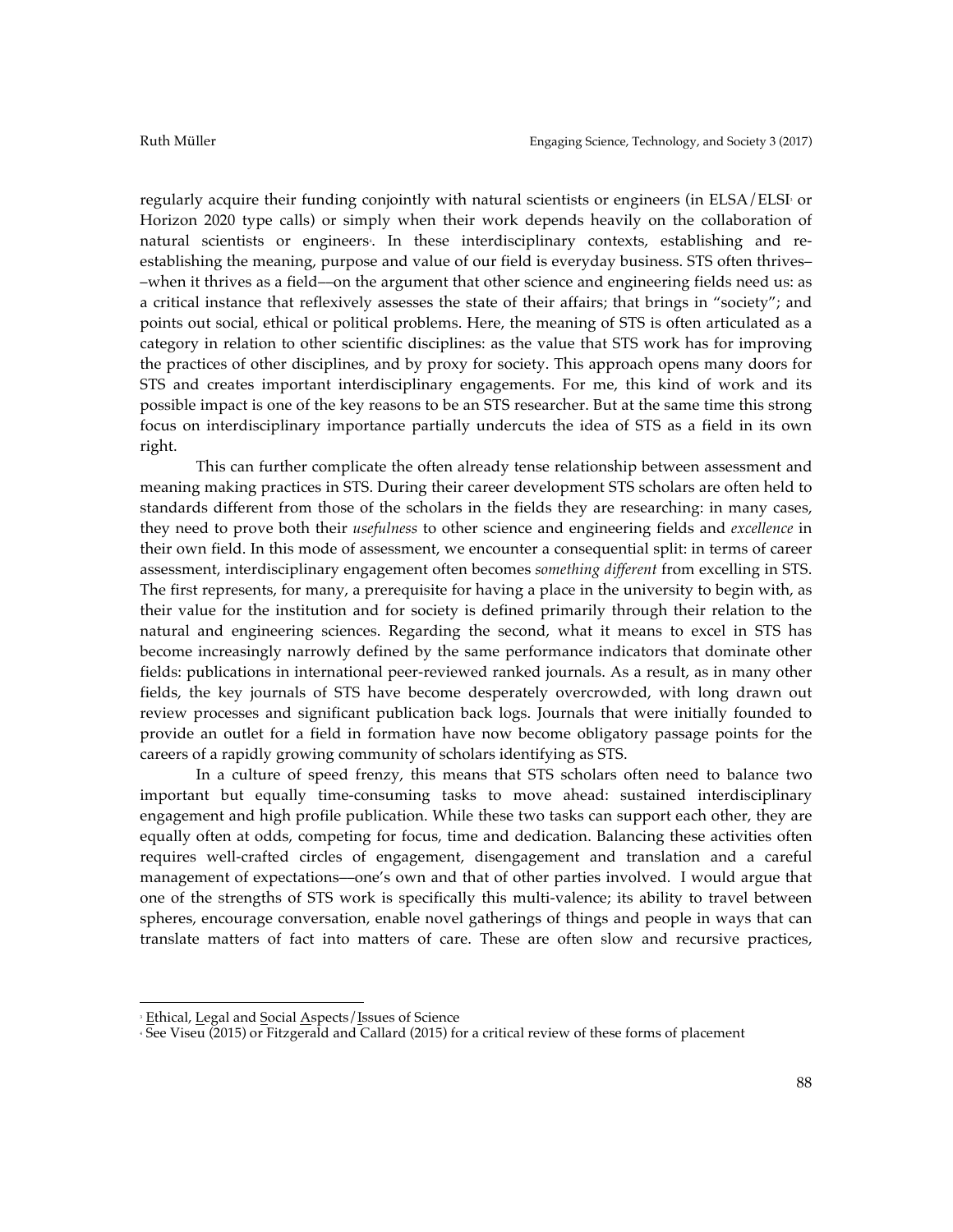regularly acquire their funding conjointly with natural scientists or engineers (in ELSA/ELSI[3] or Horizon 2020 type calls) or simply when their work depends heavily on the collaboration of natural scientists or engineers[4]. In these interdisciplinary contexts, establishing and re-establishing the meaning, purpose and value of our field is everyday business. STS often thrives––when it thrives as a field—on the argument that other science and engineering fields need us: as a critical instance that reflexively assesses the state of their affairs; that brings in "society"; and points out social, ethical or political problems. Here, the meaning of STS is often articulated as a category in relation to other scientific disciplines: as the value that STS work has for improving the practices of other disciplines, and by proxy for society. This approach opens many doors for STS and creates important interdisciplinary engagements. For me, this kind of work and its possible impact is one of the key reasons to be an STS researcher. But at the same time this strong focus on interdisciplinary importance partially undercuts the idea of STS as a field in its own right.

This can further complicate the often already tense relationship between assessment and meaning making practices in STS. During their career development STS scholars are often held to standards different from those of the scholars in the fields they are researching: in many cases, they need to prove both their *usefulness* to other science and engineering fields and *excellence* in their own field. In this mode of assessment, we encounter a consequential split: in terms of career assessment, interdisciplinary engagement often becomes *something different* from excelling in STS. The first represents, for many, a prerequisite for having a place in the university to begin with, as their value for the institution and for society is defined primarily through their relation to the natural and engineering sciences. Regarding the second, what it means to excel in STS has become increasingly narrowly defined by the same performance indicators that dominate other fields: publications in international peer-reviewed ranked journals. As a result, as in many other fields, the key journals of STS have become desperately overcrowded, with long drawn out review processes and significant publication back logs. Journals that were initially founded to provide an outlet for a field in formation have now become obligatory passage points for the careers of a rapidly growing community of scholars identifying as STS.

In a culture of speed frenzy, this means that STS scholars often need to balance two important but equally time-consuming tasks to move ahead: sustained interdisciplinary engagement and high profile publication. While these two tasks can support each other, they are equally often at odds, competing for focus, time and dedication. Balancing these activities often requires well-crafted circles of engagement, disengagement and translation and a careful management of expectations—one's own and that of other parties involved. I would argue that one of the strengths of STS work is specifically this multi-valence; its ability to travel between spheres, encourage conversation, enable novel gatherings of things and people in ways that can translate matters of fact into matters of care. These are often slow and recursive practices,

[3] Ethical, Legal and Social Aspects/Issues of Science

[4] See Viseu (2015) or Fitzgerald and Callard (2015) for a critical review of these forms of placement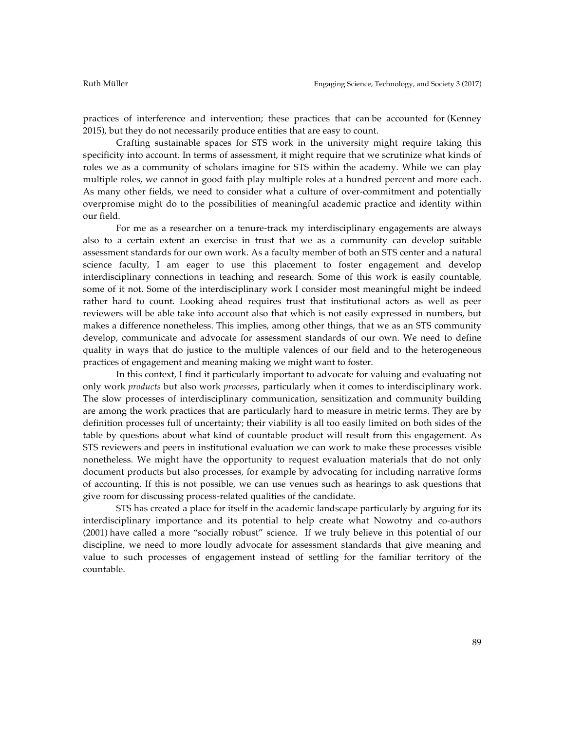practices of interference and intervention; these practices that can be accounted for (Kenney 2015), but they do not necessarily produce entities that are easy to count.

Crafting sustainable spaces for STS work in the university might require taking this specificity into account. In terms of assessment, it might require that we scrutinize what kinds of roles we as a community of scholars imagine for STS within the academy. While we can play multiple roles, we cannot in good faith play multiple roles at a hundred percent and more each. As many other fields, we need to consider what a culture of over-commitment and potentially overpromise might do to the possibilities of meaningful academic practice and identity within our field.

For me as a researcher on a tenure-track my interdisciplinary engagements are always also to a certain extent an exercise in trust that we as a community can develop suitable assessment standards for our own work. As a faculty member of both an STS center and a natural science faculty, I am eager to use this placement to foster engagement and develop interdisciplinary connections in teaching and research. Some of this work is easily countable, some of it not. Some of the interdisciplinary work I consider most meaningful might be indeed rather hard to count. Looking ahead requires trust that institutional actors as well as peer reviewers will be able take into account also that which is not easily expressed in numbers, but makes a difference nonetheless. This implies, among other things, that we as an STS community develop, communicate and advocate for assessment standards of our own. We need to define quality in ways that do justice to the multiple valences of our field and to the heterogeneous practices of engagement and meaning making we might want to foster.

In this context, I find it particularly important to advocate for valuing and evaluating not only work *products* but also work *processes*, particularly when it comes to interdisciplinary work. The slow processes of interdisciplinary communication, sensitization and community building are among the work practices that are particularly hard to measure in metric terms. They are by definition processes full of uncertainty; their viability is all too easily limited on both sides of the table by questions about what kind of countable product will result from this engagement. As STS reviewers and peers in institutional evaluation we can work to make these processes visible nonetheless. We might have the opportunity to request evaluation materials that do not only document products but also processes, for example by advocating for including narrative forms of accounting. If this is not possible, we can use venues such as hearings to ask questions that give room for discussing process-related qualities of the candidate.

STS has created a place for itself in the academic landscape particularly by arguing for its interdisciplinary importance and its potential to help create what Nowotny and co-authors (2001) have called a more "socially robust" science. If we truly believe in this potential of our discipline, we need to more loudly advocate for assessment standards that give meaning and value to such processes of engagement instead of settling for the familiar territory of the countable.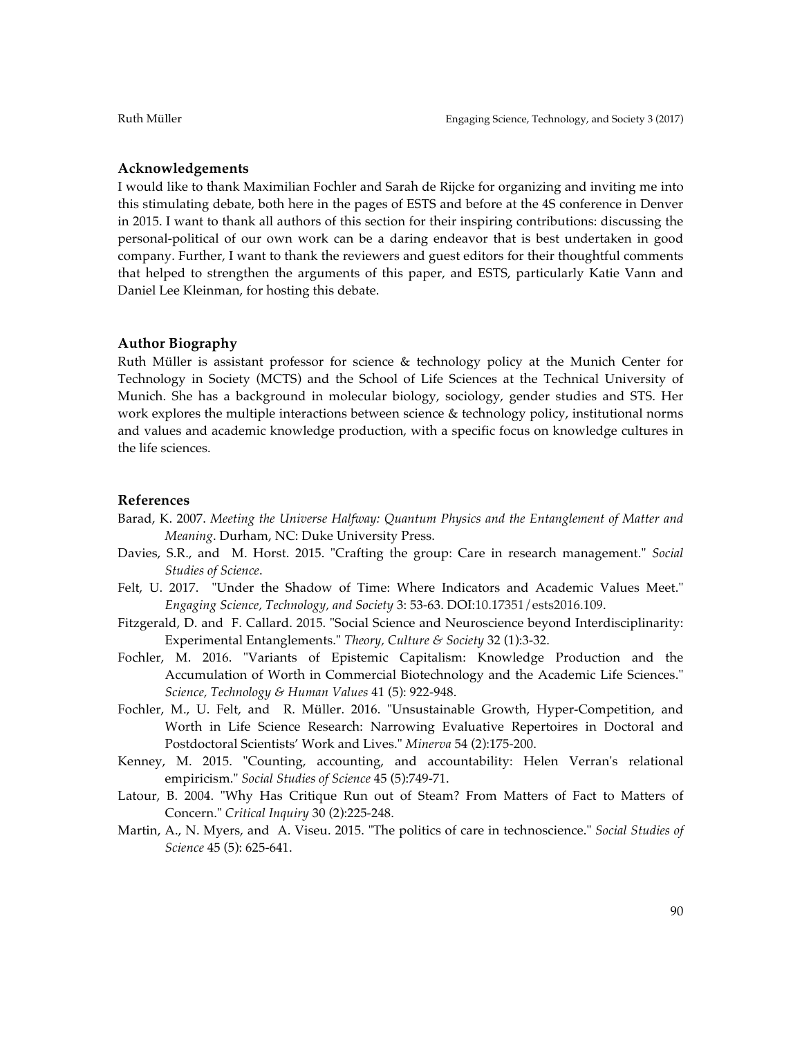### Acknowledgements

I would like to thank Maximilian Fochler and Sarah de Rijcke for organizing and inviting me into this stimulating debate, both here in the pages of ESTS and before at the 4S conference in Denver in 2015. I want to thank all authors of this section for their inspiring contributions: discussing the personal-political of our own work can be a daring endeavor that is best undertaken in good company. Further, I want to thank the reviewers and guest editors for their thoughtful comments that helped to strengthen the arguments of this paper, and ESTS, particularly Katie Vann and Daniel Lee Kleinman, for hosting this debate.

### Author Biography

Ruth Müller is assistant professor for science & technology policy at the Munich Center for Technology in Society (MCTS) and the School of Life Sciences at the Technical University of Munich. She has a background in molecular biology, sociology, gender studies and STS. Her work explores the multiple interactions between science & technology policy, institutional norms and values and academic knowledge production, with a specific focus on knowledge cultures in the life sciences.

### References

Barad, K. 2007. *Meeting the Universe Halfway: Quantum Physics and the Entanglement of Matter and Meaning*. Durham, NC: Duke University Press.

Davies, S.R., and M. Horst. 2015. "Crafting the group: Care in research management." *Social Studies of Science*.

Felt, U. 2017. "Under the Shadow of Time: Where Indicators and Academic Values Meet." *Engaging Science, Technology, and Society* 3: 53-63. DOI:10.17351/ests2016.109.

Fitzgerald, D. and F. Callard. 2015. "Social Science and Neuroscience beyond Interdisciplinarity: Experimental Entanglements." *Theory, Culture & Society* 32 (1):3-32.

Fochler, M. 2016. "Variants of Epistemic Capitalism: Knowledge Production and the Accumulation of Worth in Commercial Biotechnology and the Academic Life Sciences." *Science, Technology & Human Values* 41 (5): 922-948.

Fochler, M., U. Felt, and R. Müller. 2016. "Unsustainable Growth, Hyper-Competition, and Worth in Life Science Research: Narrowing Evaluative Repertoires in Doctoral and Postdoctoral Scientists' Work and Lives." *Minerva* 54 (2):175-200.

Kenney, M. 2015. "Counting, accounting, and accountability: Helen Verran's relational empiricism." *Social Studies of Science* 45 (5):749-71.

Latour, B. 2004. "Why Has Critique Run out of Steam? From Matters of Fact to Matters of Concern." *Critical Inquiry* 30 (2):225-248.

Martin, A., N. Myers, and A. Viseu. 2015. "The politics of care in technoscience." *Social Studies of Science* 45 (5): 625-641.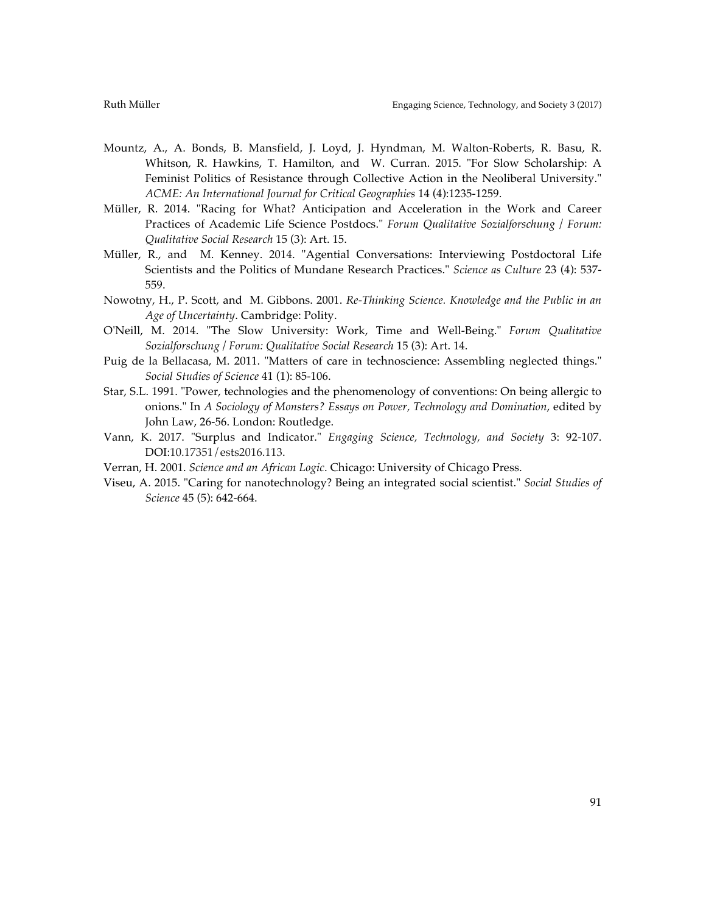Mountz, A., A. Bonds, B. Mansfield, J. Loyd, J. Hyndman, M. Walton-Roberts, R. Basu, R. Whitson, R. Hawkins, T. Hamilton, and W. Curran. 2015. "For Slow Scholarship: A Feminist Politics of Resistance through Collective Action in the Neoliberal University." *ACME: An International Journal for Critical Geographies* 14 (4):1235-1259.

Müller, R. 2014. "Racing for What? Anticipation and Acceleration in the Work and Career Practices of Academic Life Science Postdocs." *Forum Qualitative Sozialforschung / Forum: Qualitative Social Research* 15 (3): Art. 15.

Müller, R., and M. Kenney. 2014. "Agential Conversations: Interviewing Postdoctoral Life Scientists and the Politics of Mundane Research Practices." *Science as Culture* 23 (4): 537-559.

Nowotny, H., P. Scott, and M. Gibbons. 2001. *Re-Thinking Science. Knowledge and the Public in an Age of Uncertainty*. Cambridge: Polity.

O'Neill, M. 2014. "The Slow University: Work, Time and Well-Being." *Forum Qualitative Sozialforschung / Forum: Qualitative Social Research* 15 (3): Art. 14.

Puig de la Bellacasa, M. 2011. "Matters of care in technoscience: Assembling neglected things." *Social Studies of Science* 41 (1): 85-106.

Star, S.L. 1991. "Power, technologies and the phenomenology of conventions: On being allergic to onions." In *A Sociology of Monsters? Essays on Power, Technology and Domination*, edited by John Law, 26-56. London: Routledge.

Vann, K. 2017. "Surplus and Indicator." *Engaging Science, Technology, and Society* 3: 92-107. DOI:10.17351/ests2016.113.

Verran, H. 2001. *Science and an African Logic*. Chicago: University of Chicago Press.

Viseu, A. 2015. "Caring for nanotechnology? Being an integrated social scientist." *Social Studies of Science* 45 (5): 642-664.